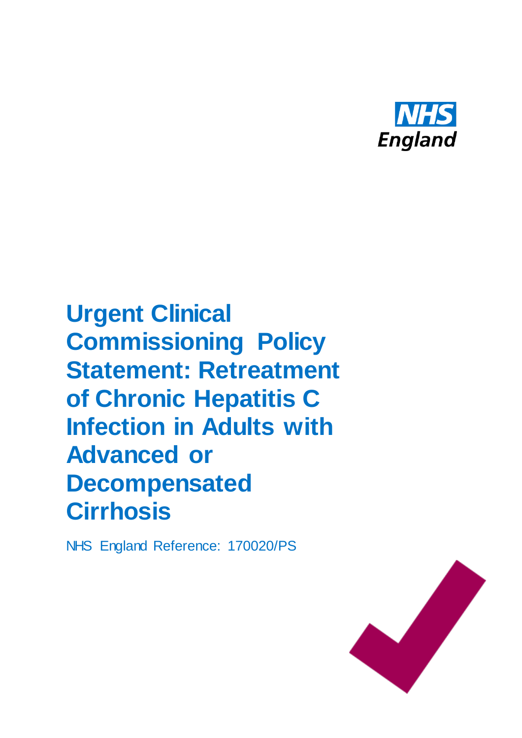NHS England

# Urgent Clinical Commissioning Policy Statement: Retreatment of Chronic Hepatitis C Infection in Adults with Advanced or Decompensated Cirrhosis

NHS England Reference: 170020/PS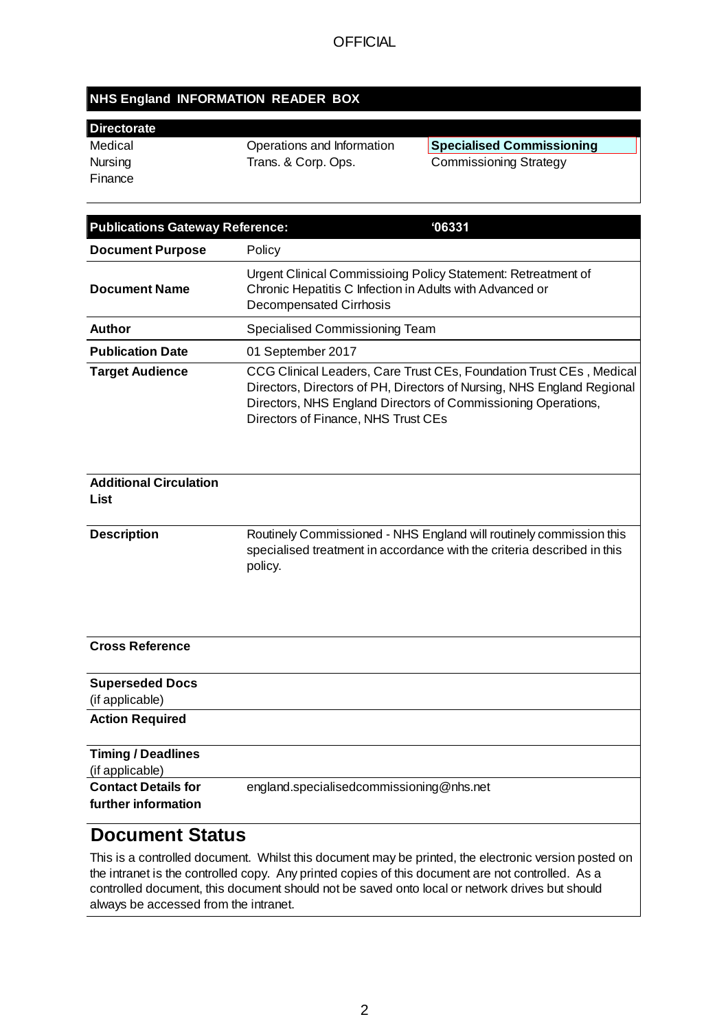## NHS England INFORMATION READER BOX

| Directorate | | |
|---|---|---|
| Medical | Operations and Information | **Specialised Commissioning** |
| Nursing | Trans. & Corp. Ops. | Commissioning Strategy |
| Finance | | |

| Publications Gateway Reference: | '06331 |
|---|---|
| **Document Purpose** | Policy |
| **Document Name** | Urgent Clinical Commissioing Policy Statement: Retreatment of Chronic Hepatitis C Infection in Adults with Advanced or Decompensated Cirrhosis |
| **Author** | Specialised Commissioning Team |
| **Publication Date** | 01 September 2017 |
| **Target Audience** | CCG Clinical Leaders, Care Trust CEs, Foundation Trust CEs , Medical Directors, Directors of PH, Directors of Nursing, NHS England Regional Directors, NHS England Directors of Commissioning Operations, Directors of Finance, NHS Trust CEs |
| **Additional Circulation List** | |
| **Description** | Routinely Commissioned - NHS England will routinely commission this specialised treatment in accordance with the criteria described in this policy. |
| **Cross Reference** | |
| **Superseded Docs** (if applicable) | |
| **Action Required** | |
| **Timing / Deadlines** (if applicable) | |
| **Contact Details for further information** | england.specialisedcommissioning@nhs.net |

## Document Status

This is a controlled document. Whilst this document may be printed, the electronic version posted on the intranet is the controlled copy. Any printed copies of this document are not controlled. As a controlled document, this document should not be saved onto local or network drives but should always be accessed from the intranet.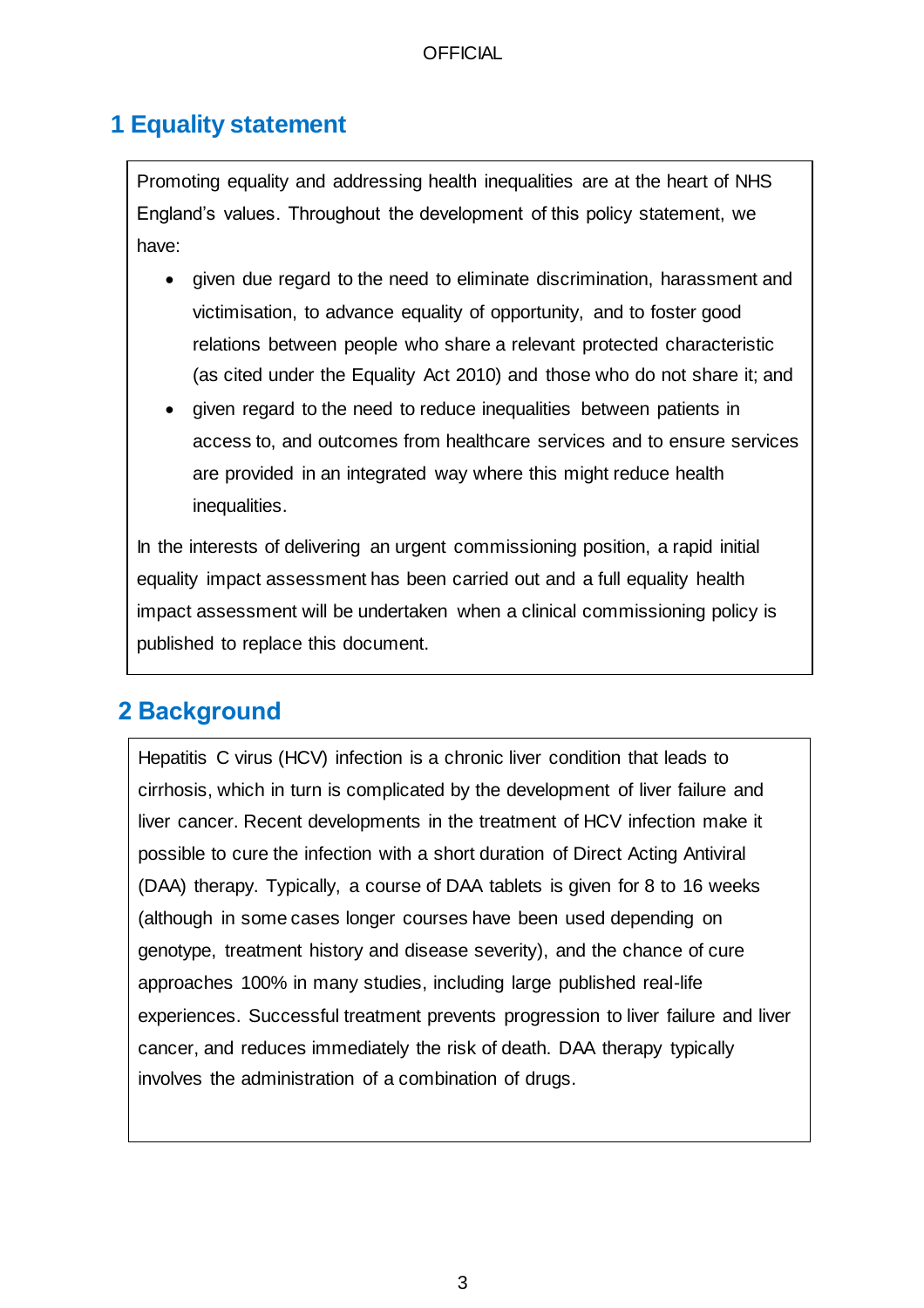## 1 Equality statement

Promoting equality and addressing health inequalities are at the heart of NHS England's values. Throughout the development of this policy statement, we have:

- given due regard to the need to eliminate discrimination, harassment and victimisation, to advance equality of opportunity, and to foster good relations between people who share a relevant protected characteristic (as cited under the Equality Act 2010) and those who do not share it; and
- given regard to the need to reduce inequalities between patients in access to, and outcomes from healthcare services and to ensure services are provided in an integrated way where this might reduce health inequalities.

In the interests of delivering an urgent commissioning position, a rapid initial equality impact assessment has been carried out and a full equality health impact assessment will be undertaken when a clinical commissioning policy is published to replace this document.

## 2 Background

Hepatitis C virus (HCV) infection is a chronic liver condition that leads to cirrhosis, which in turn is complicated by the development of liver failure and liver cancer. Recent developments in the treatment of HCV infection make it possible to cure the infection with a short duration of Direct Acting Antiviral (DAA) therapy. Typically, a course of DAA tablets is given for 8 to 16 weeks (although in some cases longer courses have been used depending on genotype, treatment history and disease severity), and the chance of cure approaches 100% in many studies, including large published real-life experiences. Successful treatment prevents progression to liver failure and liver cancer, and reduces immediately the risk of death. DAA therapy typically involves the administration of a combination of drugs.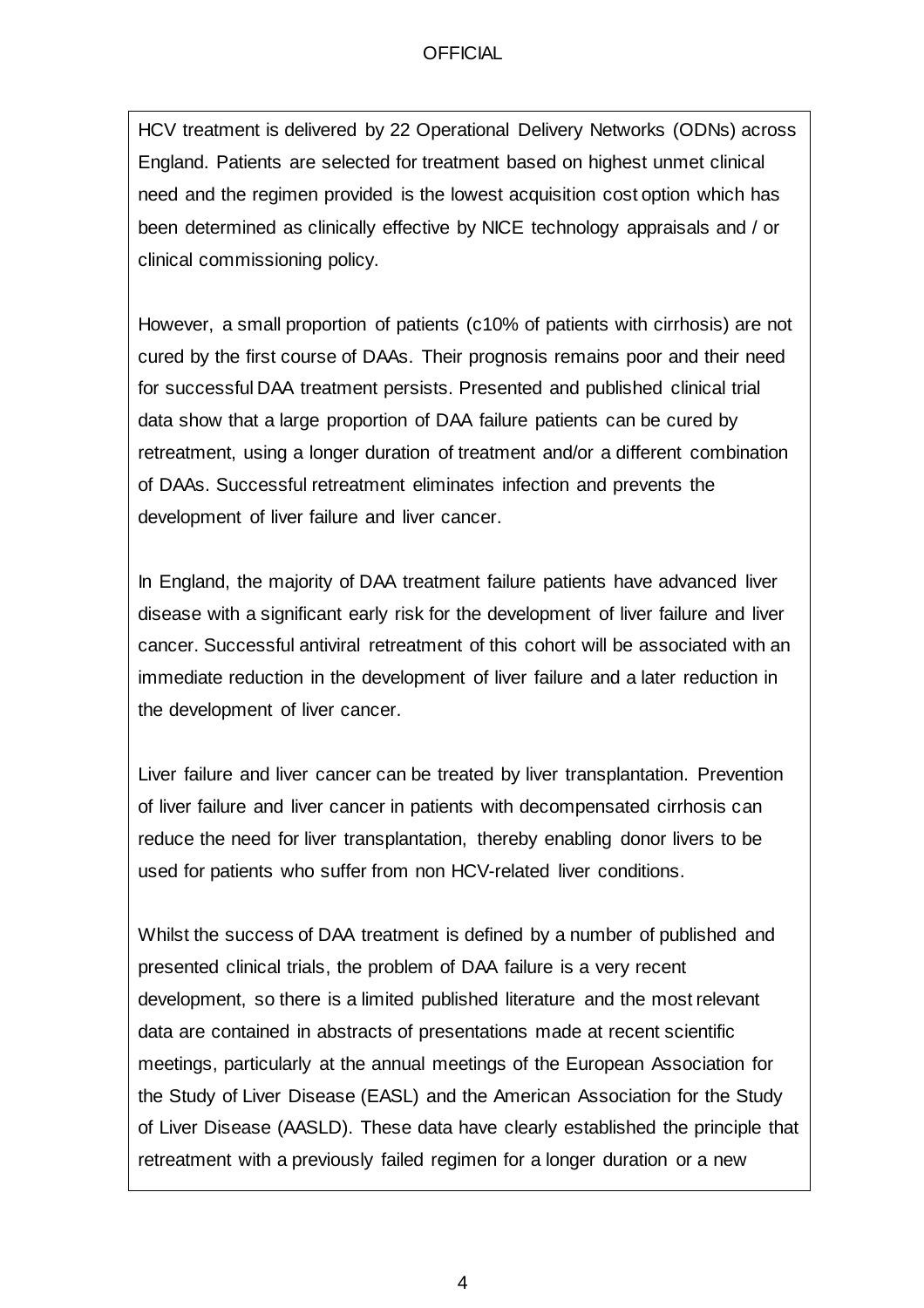HCV treatment is delivered by 22 Operational Delivery Networks (ODNs) across England. Patients are selected for treatment based on highest unmet clinical need and the regimen provided is the lowest acquisition cost option which has been determined as clinically effective by NICE technology appraisals and / or clinical commissioning policy.

However, a small proportion of patients (c10% of patients with cirrhosis) are not cured by the first course of DAAs. Their prognosis remains poor and their need for successful DAA treatment persists. Presented and published clinical trial data show that a large proportion of DAA failure patients can be cured by retreatment, using a longer duration of treatment and/or a different combination of DAAs. Successful retreatment eliminates infection and prevents the development of liver failure and liver cancer.

In England, the majority of DAA treatment failure patients have advanced liver disease with a significant early risk for the development of liver failure and liver cancer. Successful antiviral retreatment of this cohort will be associated with an immediate reduction in the development of liver failure and a later reduction in the development of liver cancer.

Liver failure and liver cancer can be treated by liver transplantation. Prevention of liver failure and liver cancer in patients with decompensated cirrhosis can reduce the need for liver transplantation, thereby enabling donor livers to be used for patients who suffer from non HCV-related liver conditions.

Whilst the success of DAA treatment is defined by a number of published and presented clinical trials, the problem of DAA failure is a very recent development, so there is a limited published literature and the most relevant data are contained in abstracts of presentations made at recent scientific meetings, particularly at the annual meetings of the European Association for the Study of Liver Disease (EASL) and the American Association for the Study of Liver Disease (AASLD). These data have clearly established the principle that retreatment with a previously failed regimen for a longer duration or a new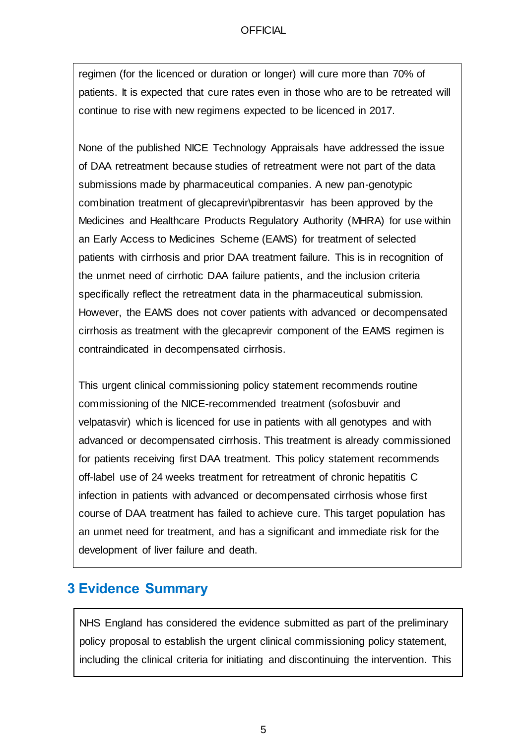regimen (for the licenced or duration or longer) will cure more than 70% of patients. It is expected that cure rates even in those who are to be retreated will continue to rise with new regimens expected to be licenced in 2017.

None of the published NICE Technology Appraisals have addressed the issue of DAA retreatment because studies of retreatment were not part of the data submissions made by pharmaceutical companies. A new pan-genotypic combination treatment of glecaprevir\pibrentasvir has been approved by the Medicines and Healthcare Products Regulatory Authority (MHRA) for use within an Early Access to Medicines Scheme (EAMS) for treatment of selected patients with cirrhosis and prior DAA treatment failure. This is in recognition of the unmet need of cirrhotic DAA failure patients, and the inclusion criteria specifically reflect the retreatment data in the pharmaceutical submission. However, the EAMS does not cover patients with advanced or decompensated cirrhosis as treatment with the glecaprevir component of the EAMS regimen is contraindicated in decompensated cirrhosis.

This urgent clinical commissioning policy statement recommends routine commissioning of the NICE-recommended treatment (sofosbuvir and velpatasvir) which is licenced for use in patients with all genotypes and with advanced or decompensated cirrhosis. This treatment is already commissioned for patients receiving first DAA treatment. This policy statement recommends off-label use of 24 weeks treatment for retreatment of chronic hepatitis C infection in patients with advanced or decompensated cirrhosis whose first course of DAA treatment has failed to achieve cure. This target population has an unmet need for treatment, and has a significant and immediate risk for the development of liver failure and death.

## 3 Evidence Summary

NHS England has considered the evidence submitted as part of the preliminary policy proposal to establish the urgent clinical commissioning policy statement, including the clinical criteria for initiating and discontinuing the intervention. This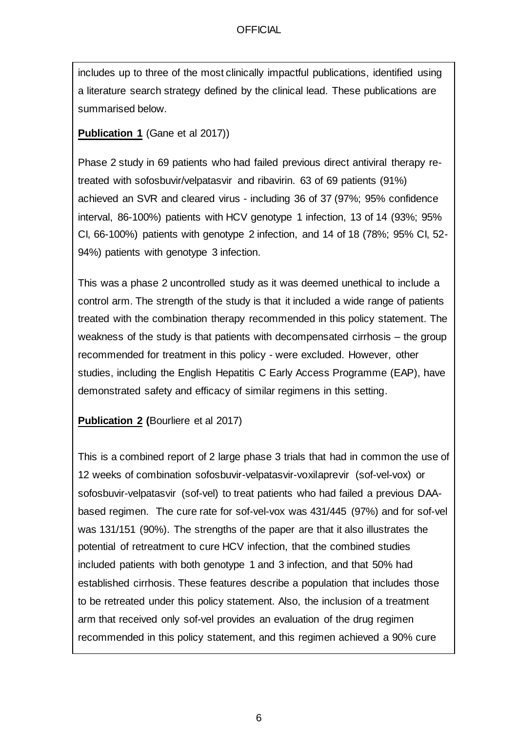includes up to three of the most clinically impactful publications, identified using a literature search strategy defined by the clinical lead. These publications are summarised below.

**Publication 1** (Gane et al 2017))

Phase 2 study in 69 patients who had failed previous direct antiviral therapy re-treated with sofosbuvir/velpatasvir and ribavirin. 63 of 69 patients (91%) achieved an SVR and cleared virus - including 36 of 37 (97%; 95% confidence interval, 86-100%) patients with HCV genotype 1 infection, 13 of 14 (93%; 95% CI, 66-100%) patients with genotype 2 infection, and 14 of 18 (78%; 95% CI, 52-94%) patients with genotype 3 infection.

This was a phase 2 uncontrolled study as it was deemed unethical to include a control arm. The strength of the study is that it included a wide range of patients treated with the combination therapy recommended in this policy statement. The weakness of the study is that patients with decompensated cirrhosis – the group recommended for treatment in this policy - were excluded. However, other studies, including the English Hepatitis C Early Access Programme (EAP), have demonstrated safety and efficacy of similar regimens in this setting.

**Publication 2 (**Bourliere et al 2017)

This is a combined report of 2 large phase 3 trials that had in common the use of 12 weeks of combination sofosbuvir-velpatasvir-voxilaprevir (sof-vel-vox) or sofosbuvir-velpatasvir (sof-vel) to treat patients who had failed a previous DAA-based regimen. The cure rate for sof-vel-vox was 431/445 (97%) and for sof-vel was 131/151 (90%). The strengths of the paper are that it also illustrates the potential of retreatment to cure HCV infection, that the combined studies included patients with both genotype 1 and 3 infection, and that 50% had established cirrhosis. These features describe a population that includes those to be retreated under this policy statement. Also, the inclusion of a treatment arm that received only sof-vel provides an evaluation of the drug regimen recommended in this policy statement, and this regimen achieved a 90% cure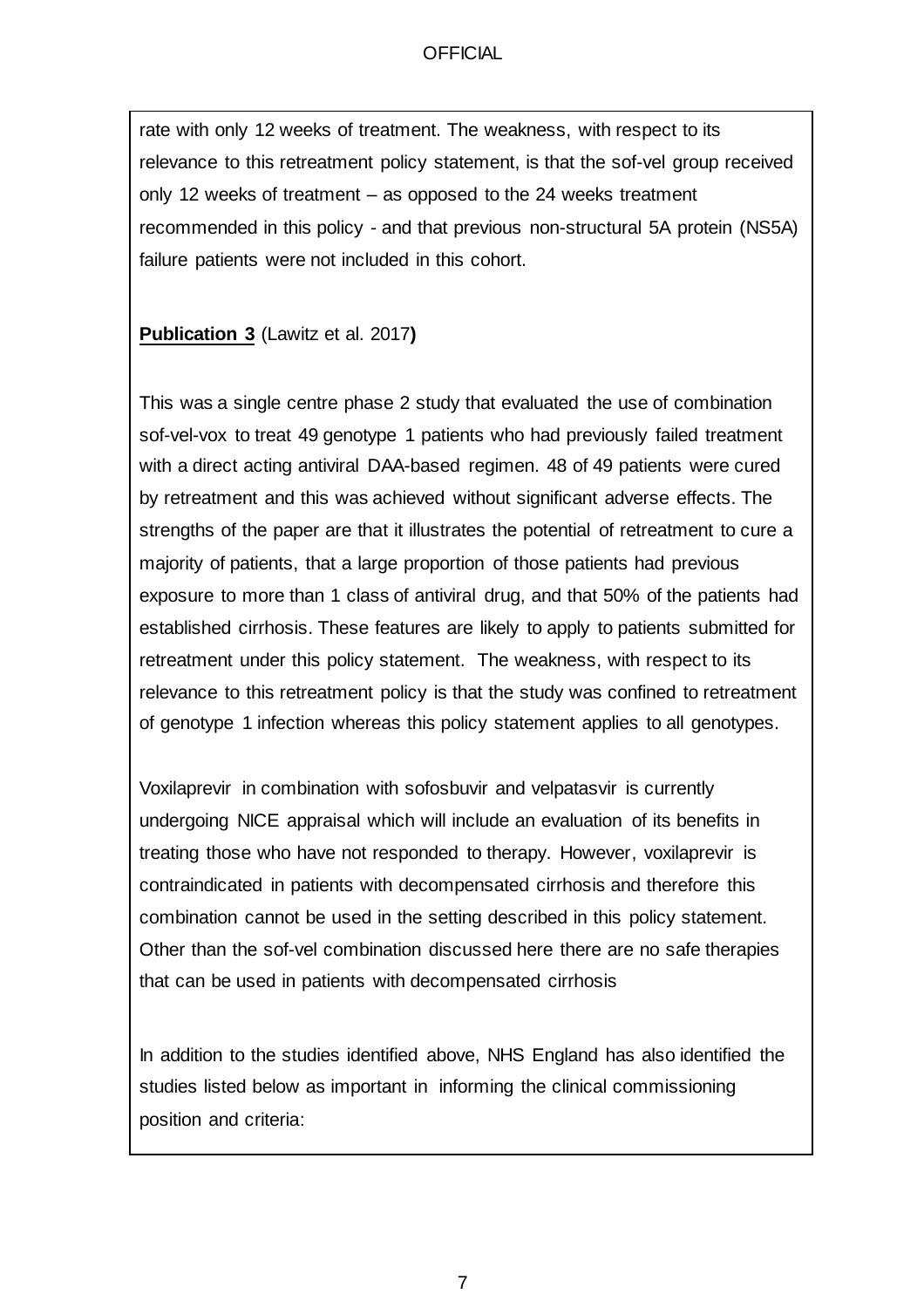rate with only 12 weeks of treatment. The weakness, with respect to its relevance to this retreatment policy statement, is that the sof-vel group received only 12 weeks of treatment – as opposed to the 24 weeks treatment recommended in this policy - and that previous non-structural 5A protein (NS5A) failure patients were not included in this cohort.

**Publication 3** (Lawitz et al. 2017**)**

This was a single centre phase 2 study that evaluated the use of combination sof-vel-vox to treat 49 genotype 1 patients who had previously failed treatment with a direct acting antiviral DAA-based regimen. 48 of 49 patients were cured by retreatment and this was achieved without significant adverse effects. The strengths of the paper are that it illustrates the potential of retreatment to cure a majority of patients, that a large proportion of those patients had previous exposure to more than 1 class of antiviral drug, and that 50% of the patients had established cirrhosis. These features are likely to apply to patients submitted for retreatment under this policy statement. The weakness, with respect to its relevance to this retreatment policy is that the study was confined to retreatment of genotype 1 infection whereas this policy statement applies to all genotypes.

Voxilaprevir in combination with sofosbuvir and velpatasvir is currently undergoing NICE appraisal which will include an evaluation of its benefits in treating those who have not responded to therapy. However, voxilaprevir is contraindicated in patients with decompensated cirrhosis and therefore this combination cannot be used in the setting described in this policy statement. Other than the sof-vel combination discussed here there are no safe therapies that can be used in patients with decompensated cirrhosis

In addition to the studies identified above, NHS England has also identified the studies listed below as important in informing the clinical commissioning position and criteria: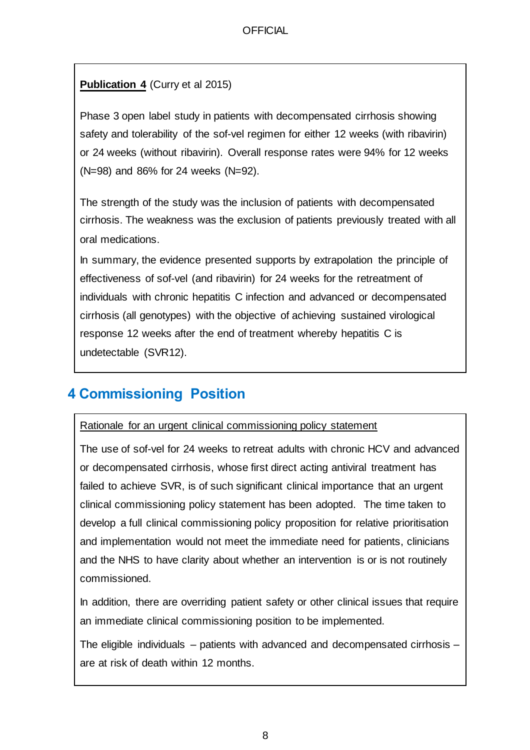**Publication 4** (Curry et al 2015)

Phase 3 open label study in patients with decompensated cirrhosis showing safety and tolerability of the sof-vel regimen for either 12 weeks (with ribavirin) or 24 weeks (without ribavirin). Overall response rates were 94% for 12 weeks (N=98) and 86% for 24 weeks (N=92).

The strength of the study was the inclusion of patients with decompensated cirrhosis. The weakness was the exclusion of patients previously treated with all oral medications.

In summary, the evidence presented supports by extrapolation the principle of effectiveness of sof-vel (and ribavirin) for 24 weeks for the retreatment of individuals with chronic hepatitis C infection and advanced or decompensated cirrhosis (all genotypes) with the objective of achieving sustained virological response 12 weeks after the end of treatment whereby hepatitis C is undetectable (SVR12).

## 4 Commissioning Position

Rationale for an urgent clinical commissioning policy statement

The use of sof-vel for 24 weeks to retreat adults with chronic HCV and advanced or decompensated cirrhosis, whose first direct acting antiviral treatment has failed to achieve SVR, is of such significant clinical importance that an urgent clinical commissioning policy statement has been adopted. The time taken to develop a full clinical commissioning policy proposition for relative prioritisation and implementation would not meet the immediate need for patients, clinicians and the NHS to have clarity about whether an intervention is or is not routinely commissioned.

In addition, there are overriding patient safety or other clinical issues that require an immediate clinical commissioning position to be implemented.

The eligible individuals – patients with advanced and decompensated cirrhosis – are at risk of death within 12 months.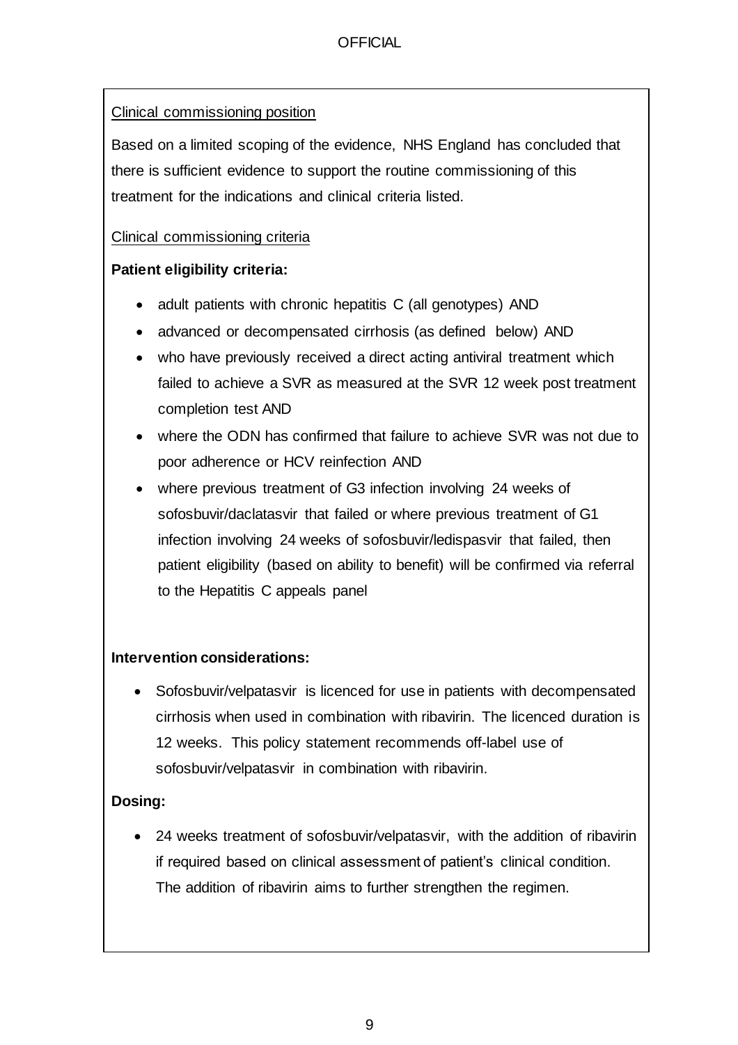Clinical commissioning position

Based on a limited scoping of the evidence, NHS England has concluded that there is sufficient evidence to support the routine commissioning of this treatment for the indications and clinical criteria listed.

Clinical commissioning criteria

**Patient eligibility criteria:**

- adult patients with chronic hepatitis C (all genotypes) AND
- advanced or decompensated cirrhosis (as defined below) AND
- who have previously received a direct acting antiviral treatment which failed to achieve a SVR as measured at the SVR 12 week post treatment completion test AND
- where the ODN has confirmed that failure to achieve SVR was not due to poor adherence or HCV reinfection AND
- where previous treatment of G3 infection involving 24 weeks of sofosbuvir/daclatasvir that failed or where previous treatment of G1 infection involving 24 weeks of sofosbuvir/ledispasvir that failed, then patient eligibility (based on ability to benefit) will be confirmed via referral to the Hepatitis C appeals panel

**Intervention considerations:**

- Sofosbuvir/velpatasvir is licenced for use in patients with decompensated cirrhosis when used in combination with ribavirin. The licenced duration is 12 weeks. This policy statement recommends off-label use of sofosbuvir/velpatasvir in combination with ribavirin.

**Dosing:**

- 24 weeks treatment of sofosbuvir/velpatasvir, with the addition of ribavirin if required based on clinical assessment of patient's clinical condition. The addition of ribavirin aims to further strengthen the regimen.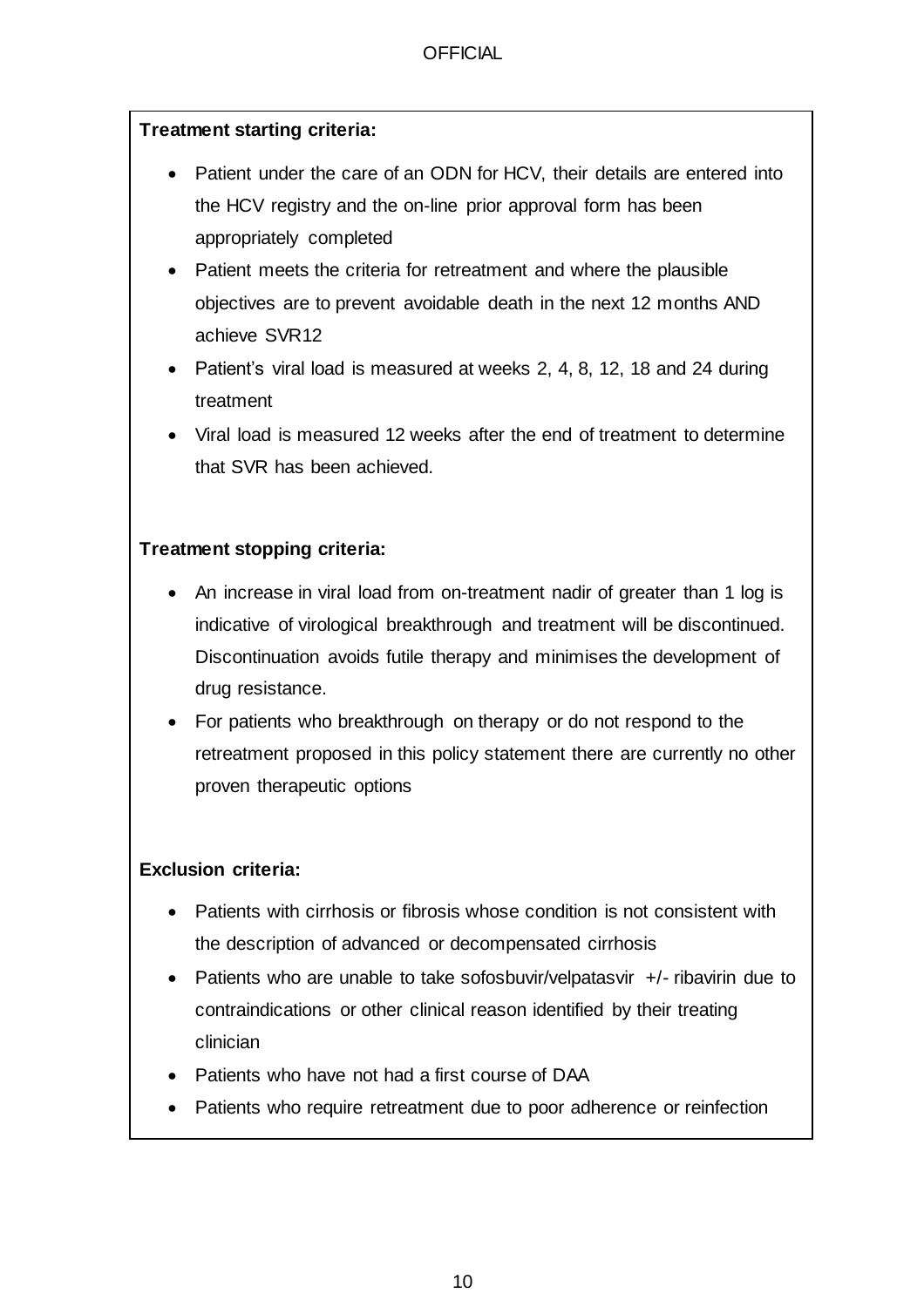**Treatment starting criteria:**

- Patient under the care of an ODN for HCV, their details are entered into the HCV registry and the on-line prior approval form has been appropriately completed
- Patient meets the criteria for retreatment and where the plausible objectives are to prevent avoidable death in the next 12 months AND achieve SVR12
- Patient's viral load is measured at weeks 2, 4, 8, 12, 18 and 24 during treatment
- Viral load is measured 12 weeks after the end of treatment to determine that SVR has been achieved.

**Treatment stopping criteria:**

- An increase in viral load from on-treatment nadir of greater than 1 log is indicative of virological breakthrough and treatment will be discontinued. Discontinuation avoids futile therapy and minimises the development of drug resistance.
- For patients who breakthrough on therapy or do not respond to the retreatment proposed in this policy statement there are currently no other proven therapeutic options

**Exclusion criteria:**

- Patients with cirrhosis or fibrosis whose condition is not consistent with the description of advanced or decompensated cirrhosis
- Patients who are unable to take sofosbuvir/velpatasvir +/- ribavirin due to contraindications or other clinical reason identified by their treating clinician
- Patients who have not had a first course of DAA
- Patients who require retreatment due to poor adherence or reinfection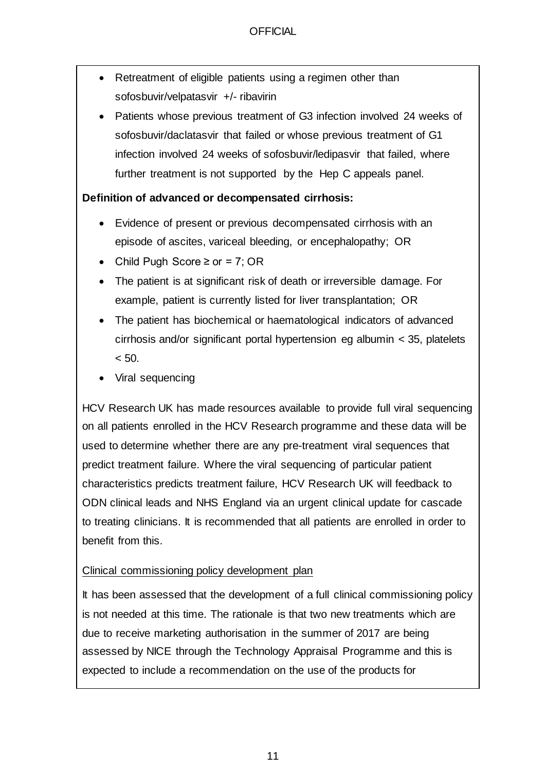- Retreatment of eligible patients using a regimen other than sofosbuvir/velpatasvir +/- ribavirin
- Patients whose previous treatment of G3 infection involved 24 weeks of sofosbuvir/daclatasvir that failed or whose previous treatment of G1 infection involved 24 weeks of sofosbuvir/ledipasvir that failed, where further treatment is not supported by the Hep C appeals panel.

**Definition of advanced or decompensated cirrhosis:**

- Evidence of present or previous decompensated cirrhosis with an episode of ascites, variceal bleeding, or encephalopathy; OR
- Child Pugh Score ≥ or = 7; OR
- The patient is at significant risk of death or irreversible damage. For example, patient is currently listed for liver transplantation; OR
- The patient has biochemical or haematological indicators of advanced cirrhosis and/or significant portal hypertension eg albumin < 35, platelets < 50.
- Viral sequencing

HCV Research UK has made resources available to provide full viral sequencing on all patients enrolled in the HCV Research programme and these data will be used to determine whether there are any pre-treatment viral sequences that predict treatment failure. Where the viral sequencing of particular patient characteristics predicts treatment failure, HCV Research UK will feedback to ODN clinical leads and NHS England via an urgent clinical update for cascade to treating clinicians. It is recommended that all patients are enrolled in order to benefit from this.

Clinical commissioning policy development plan

It has been assessed that the development of a full clinical commissioning policy is not needed at this time. The rationale is that two new treatments which are due to receive marketing authorisation in the summer of 2017 are being assessed by NICE through the Technology Appraisal Programme and this is expected to include a recommendation on the use of the products for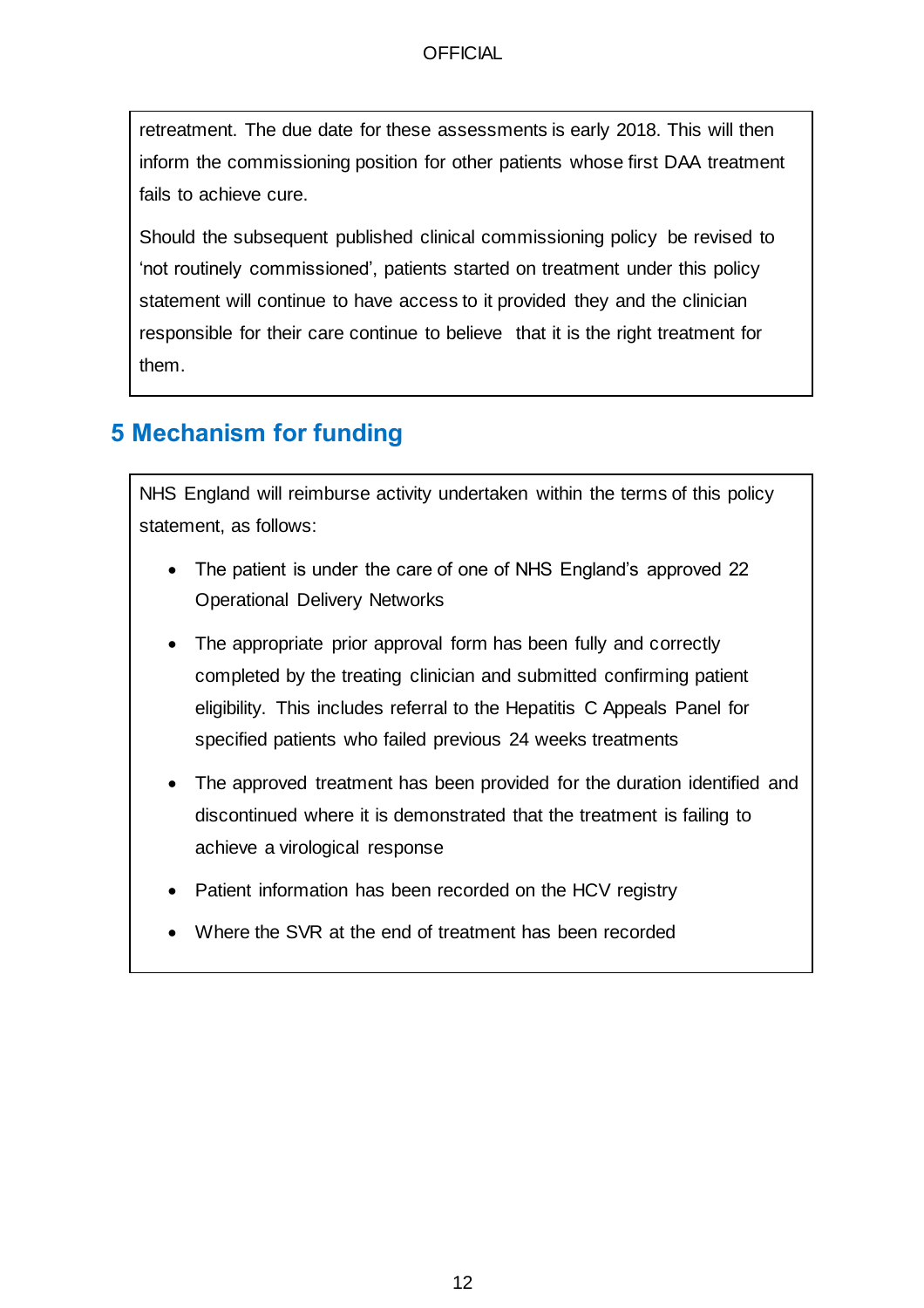retreatment. The due date for these assessments is early 2018. This will then inform the commissioning position for other patients whose first DAA treatment fails to achieve cure.

Should the subsequent published clinical commissioning policy be revised to 'not routinely commissioned', patients started on treatment under this policy statement will continue to have access to it provided they and the clinician responsible for their care continue to believe that it is the right treatment for them.

## 5 Mechanism for funding

NHS England will reimburse activity undertaken within the terms of this policy statement, as follows:

- The patient is under the care of one of NHS England's approved 22 Operational Delivery Networks
- The appropriate prior approval form has been fully and correctly completed by the treating clinician and submitted confirming patient eligibility. This includes referral to the Hepatitis C Appeals Panel for specified patients who failed previous 24 weeks treatments
- The approved treatment has been provided for the duration identified and discontinued where it is demonstrated that the treatment is failing to achieve a virological response
- Patient information has been recorded on the HCV registry
- Where the SVR at the end of treatment has been recorded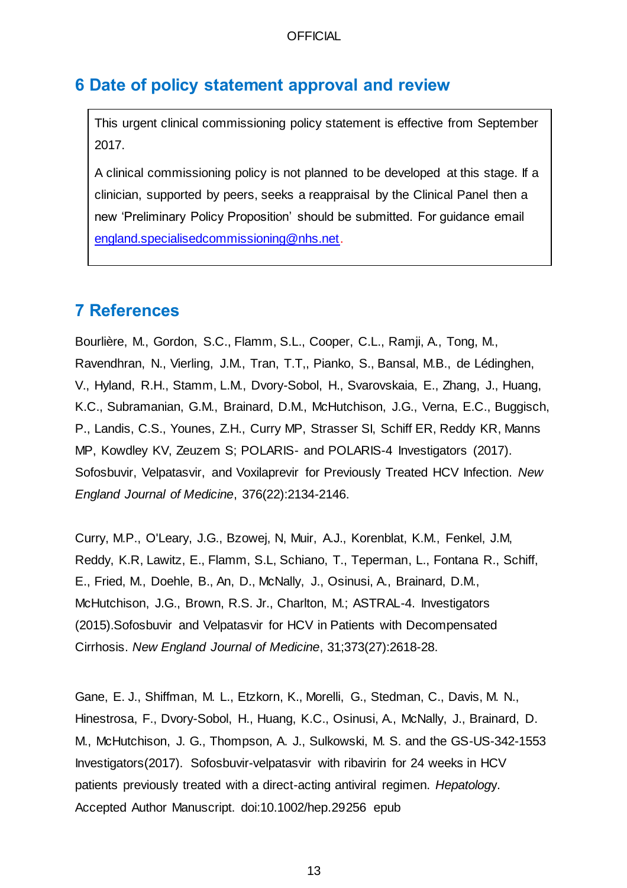## 6 Date of policy statement approval and review

This urgent clinical commissioning policy statement is effective from September 2017.

A clinical commissioning policy is not planned to be developed at this stage. If a clinician, supported by peers, seeks a reappraisal by the Clinical Panel then a new 'Preliminary Policy Proposition' should be submitted. For guidance email england.specialisedcommissioning@nhs.net.

## 7 References

Bourlière, M., Gordon, S.C., Flamm, S.L., Cooper, C.L., Ramji, A., Tong, M., Ravendhran, N., Vierling, J.M., Tran, T.T,, Pianko, S., Bansal, M.B., de Lédinghen, V., Hyland, R.H., Stamm, L.M., Dvory-Sobol, H., Svarovskaia, E., Zhang, J., Huang, K.C., Subramanian, G.M., Brainard, D.M., McHutchison, J.G., Verna, E.C., Buggisch, P., Landis, C.S., Younes, Z.H., Curry MP, Strasser SI, Schiff ER, Reddy KR, Manns MP, Kowdley KV, Zeuzem S; POLARIS- and POLARIS-4 Investigators (2017). Sofosbuvir, Velpatasvir, and Voxilaprevir for Previously Treated HCV Infection. *New England Journal of Medicine*, 376(22):2134-2146.

Curry, M.P., O'Leary, J.G., Bzowej, N, Muir, A.J., Korenblat, K.M., Fenkel, J.M, Reddy, K.R, Lawitz, E., Flamm, S.L, Schiano, T., Teperman, L., Fontana R., Schiff, E., Fried, M., Doehle, B., An, D., McNally, J., Osinusi, A., Brainard, D.M., McHutchison, J.G., Brown, R.S. Jr., Charlton, M.; ASTRAL-4. Investigators (2015).Sofosbuvir and Velpatasvir for HCV in Patients with Decompensated Cirrhosis. *New England Journal of Medicine*, 31;373(27):2618-28.

Gane, E. J., Shiffman, M. L., Etzkorn, K., Morelli, G., Stedman, C., Davis, M. N., Hinestrosa, F., Dvory-Sobol, H., Huang, K.C., Osinusi, A., McNally, J., Brainard, D. M., McHutchison, J. G., Thompson, A. J., Sulkowski, M. S. and the GS-US-342-1553 Investigators(2017). Sofosbuvir-velpatasvir with ribavirin for 24 weeks in HCV patients previously treated with a direct-acting antiviral regimen. *Hepatology*. Accepted Author Manuscript. doi:10.1002/hep.29256 epub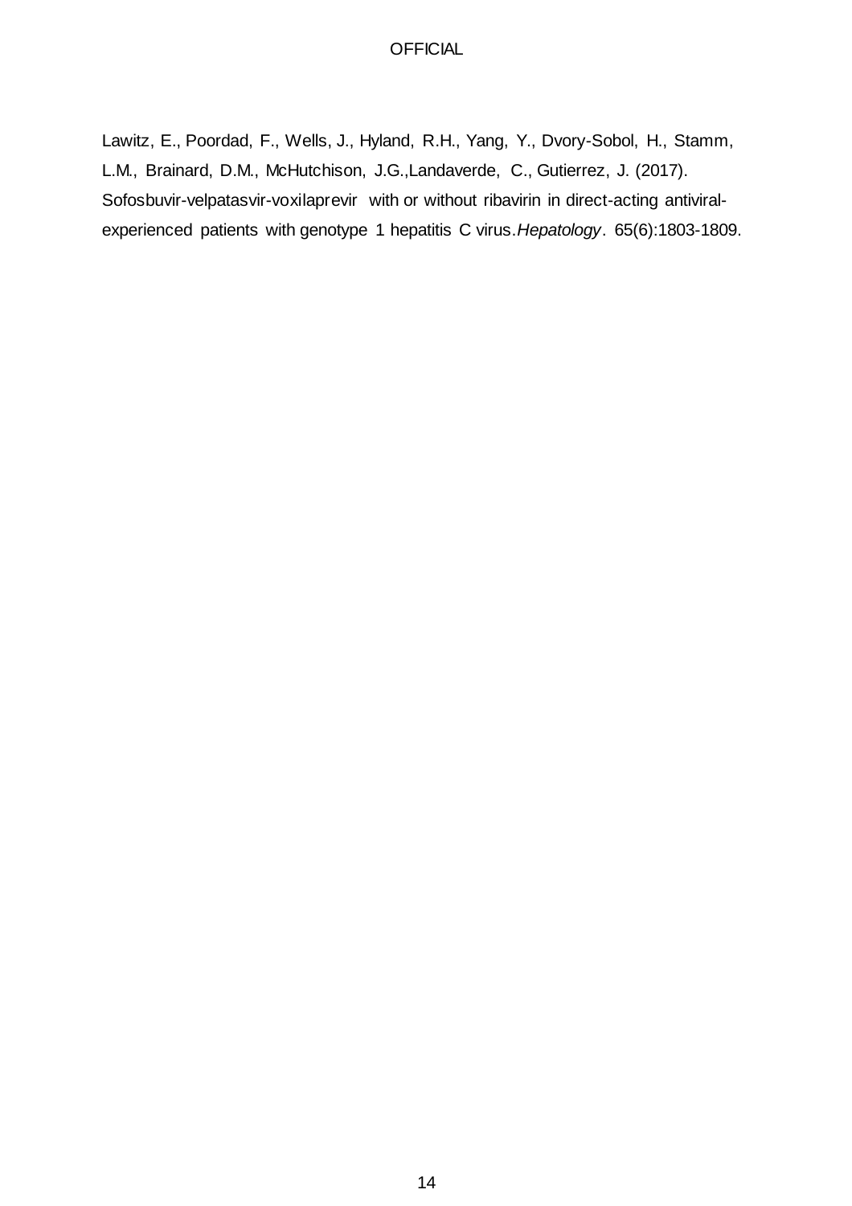Lawitz, E., Poordad, F., Wells, J., Hyland, R.H., Yang, Y., Dvory-Sobol, H., Stamm, L.M., Brainard, D.M., McHutchison, J.G.,Landaverde, C., Gutierrez, J. (2017). Sofosbuvir-velpatasvir-voxilaprevir with or without ribavirin in direct-acting antiviral-experienced patients with genotype 1 hepatitis C virus.*Hepatology*. 65(6):1803-1809.